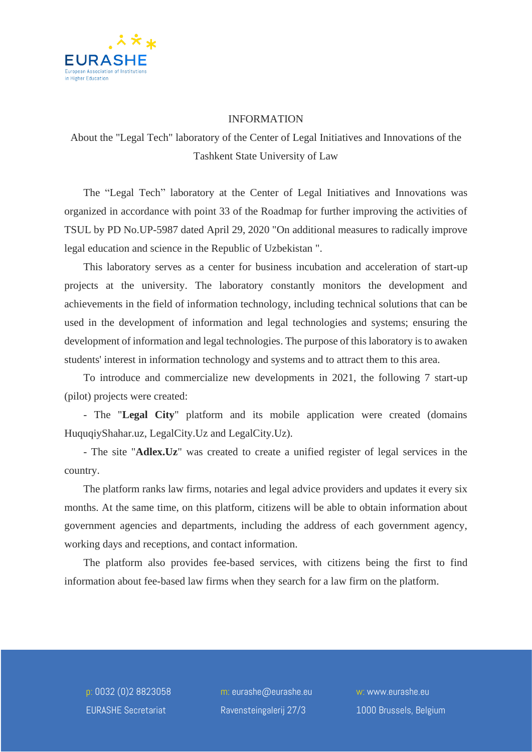# INFORMATION

## About the "Legal Tech" laboratory of the Center of Legal Initiatives and Innovations of the Tashkent State University of Law

The “Legal Tech” laboratory at the Center of Legal Initiatives and Innovations was organized in accordance with point 33 of the Roadmap for further improving the activities of TSUL by PD No.UP-5987 dated April 29, 2020 "On additional measures to radically improve legal education and science in the Republic of Uzbekistan ".

This laboratory serves as a center for business incubation and acceleration of start-up projects at the university. The laboratory constantly monitors the development and achievements in the field of information technology, including technical solutions that can be used in the development of information and legal technologies and systems; ensuring the development of information and legal technologies. The purpose of this laboratory is to awaken students' interest in information technology and systems and to attract them to this area.

To introduce and commercialize new developments in 2021, the following 7 start-up (pilot) projects were created:

- The "**Legal City**" platform and its mobile application were created (domains HuquqiyShahar.uz, LegalCity.Uz and LegalCity.Uz).
- The site "**Adlex.Uz**" was created to create a unified register of legal services in the country.

The platform ranks law firms, notaries and legal advice providers and updates it every six months. At the same time, on this platform, citizens will be able to obtain information about government agencies and departments, including the address of each government agency, working days and receptions, and contact information.

The platform also provides fee-based services, with citizens being the first to find information about fee-based law firms when they search for a law firm on the platform.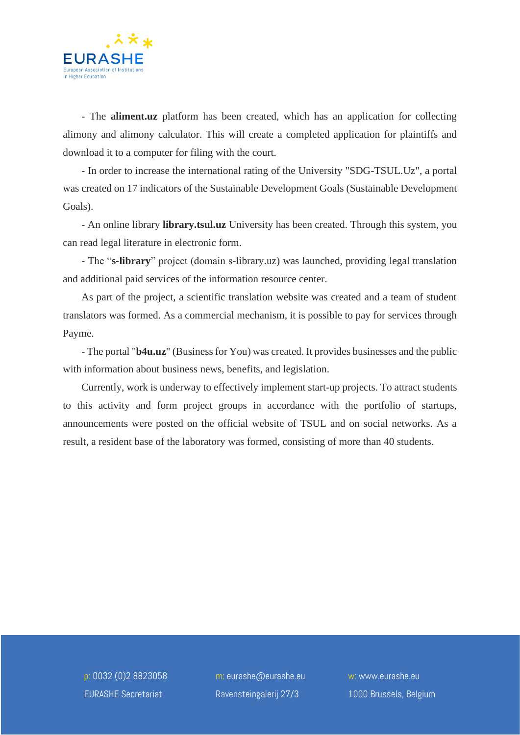- The **aliment.uz** platform has been created, which has an application for collecting alimony and alimony calculator. This will create a completed application for plaintiffs and download it to a computer for filing with the court.

- In order to increase the international rating of the University "SDG-TSUL.Uz", a portal was created on 17 indicators of the Sustainable Development Goals (Sustainable Development Goals).

- An online library **library.tsul.uz** University has been created. Through this system, you can read legal literature in electronic form.

- The "**s-library**" project (domain s-library.uz) was launched, providing legal translation and additional paid services of the information resource center.

As part of the project, a scientific translation website was created and a team of student translators was formed. As a commercial mechanism, it is possible to pay for services through Payme.

- The portal "**b4u.uz**" (Business for You) was created. It provides businesses and the public with information about business news, benefits, and legislation.

Currently, work is underway to effectively implement start-up projects. To attract students to this activity and form project groups in accordance with the portfolio of startups, announcements were posted on the official website of TSUL and on social networks. As a result, a resident base of the laboratory was formed, consisting of more than 40 students.